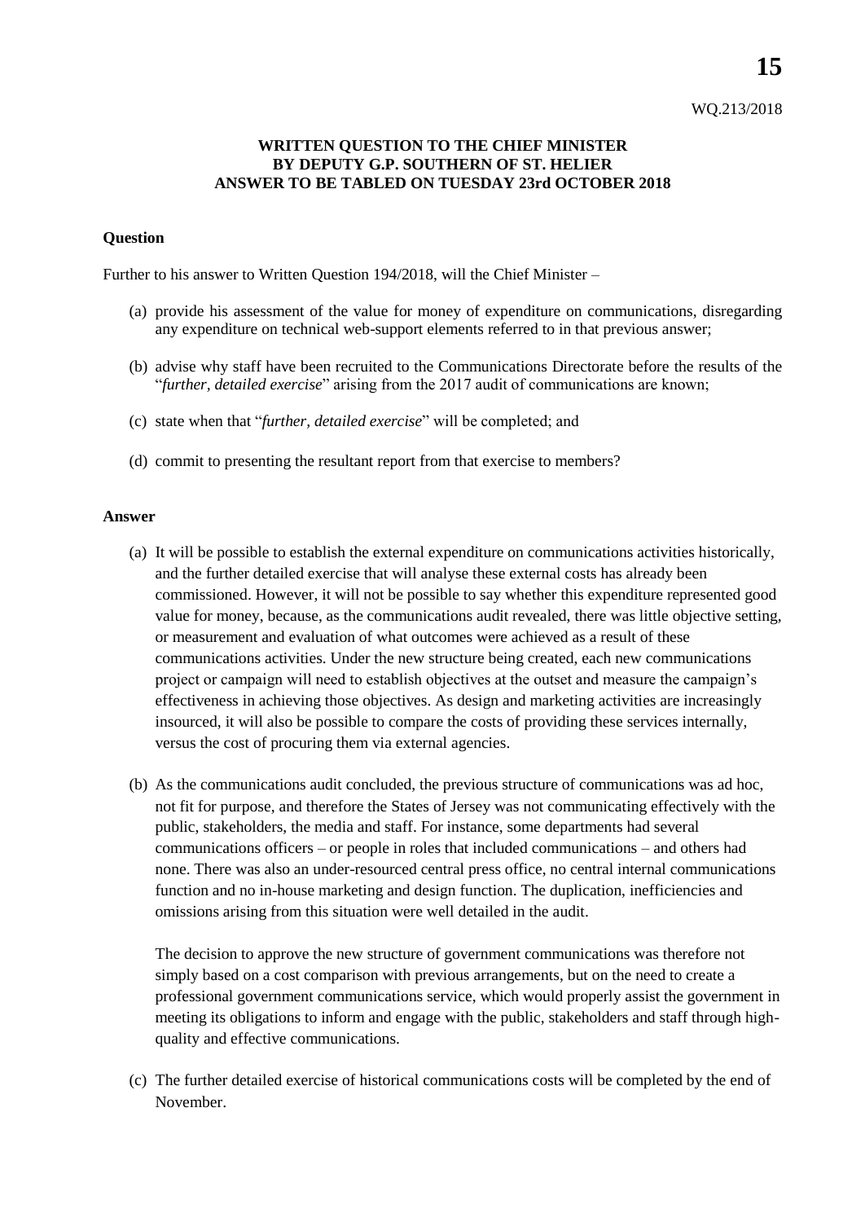WQ.213/2018

**WRITTEN QUESTION TO THE CHIEF MINISTER**
**BY DEPUTY G.P. SOUTHERN OF ST. HELIER**
**ANSWER TO BE TABLED ON TUESDAY 23rd OCTOBER 2018**

**Question**

Further to his answer to Written Question 194/2018, will the Chief Minister –

(a) provide his assessment of the value for money of expenditure on communications, disregarding any expenditure on technical web-support elements referred to in that previous answer;

(b) advise why staff have been recruited to the Communications Directorate before the results of the "*further, detailed exercise*" arising from the 2017 audit of communications are known;

(c) state when that "*further, detailed exercise*" will be completed; and

(d) commit to presenting the resultant report from that exercise to members?

**Answer**

(a) It will be possible to establish the external expenditure on communications activities historically, and the further detailed exercise that will analyse these external costs has already been commissioned. However, it will not be possible to say whether this expenditure represented good value for money, because, as the communications audit revealed, there was little objective setting, or measurement and evaluation of what outcomes were achieved as a result of these communications activities. Under the new structure being created, each new communications project or campaign will need to establish objectives at the outset and measure the campaign's effectiveness in achieving those objectives. As design and marketing activities are increasingly insourced, it will also be possible to compare the costs of providing these services internally, versus the cost of procuring them via external agencies.

(b) As the communications audit concluded, the previous structure of communications was ad hoc, not fit for purpose, and therefore the States of Jersey was not communicating effectively with the public, stakeholders, the media and staff. For instance, some departments had several communications officers – or people in roles that included communications – and others had none. There was also an under-resourced central press office, no central internal communications function and no in-house marketing and design function. The duplication, inefficiencies and omissions arising from this situation were well detailed in the audit.

The decision to approve the new structure of government communications was therefore not simply based on a cost comparison with previous arrangements, but on the need to create a professional government communications service, which would properly assist the government in meeting its obligations to inform and engage with the public, stakeholders and staff through high-quality and effective communications.

(c) The further detailed exercise of historical communications costs will be completed by the end of November.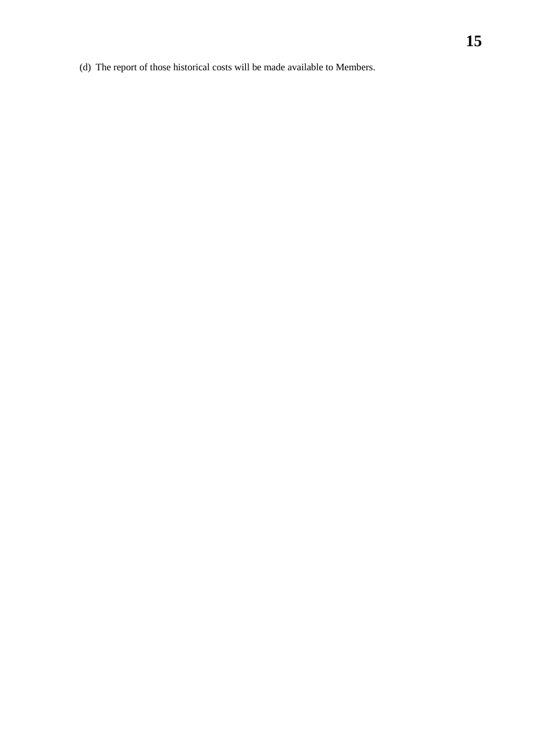(d) The report of those historical costs will be made available to Members.